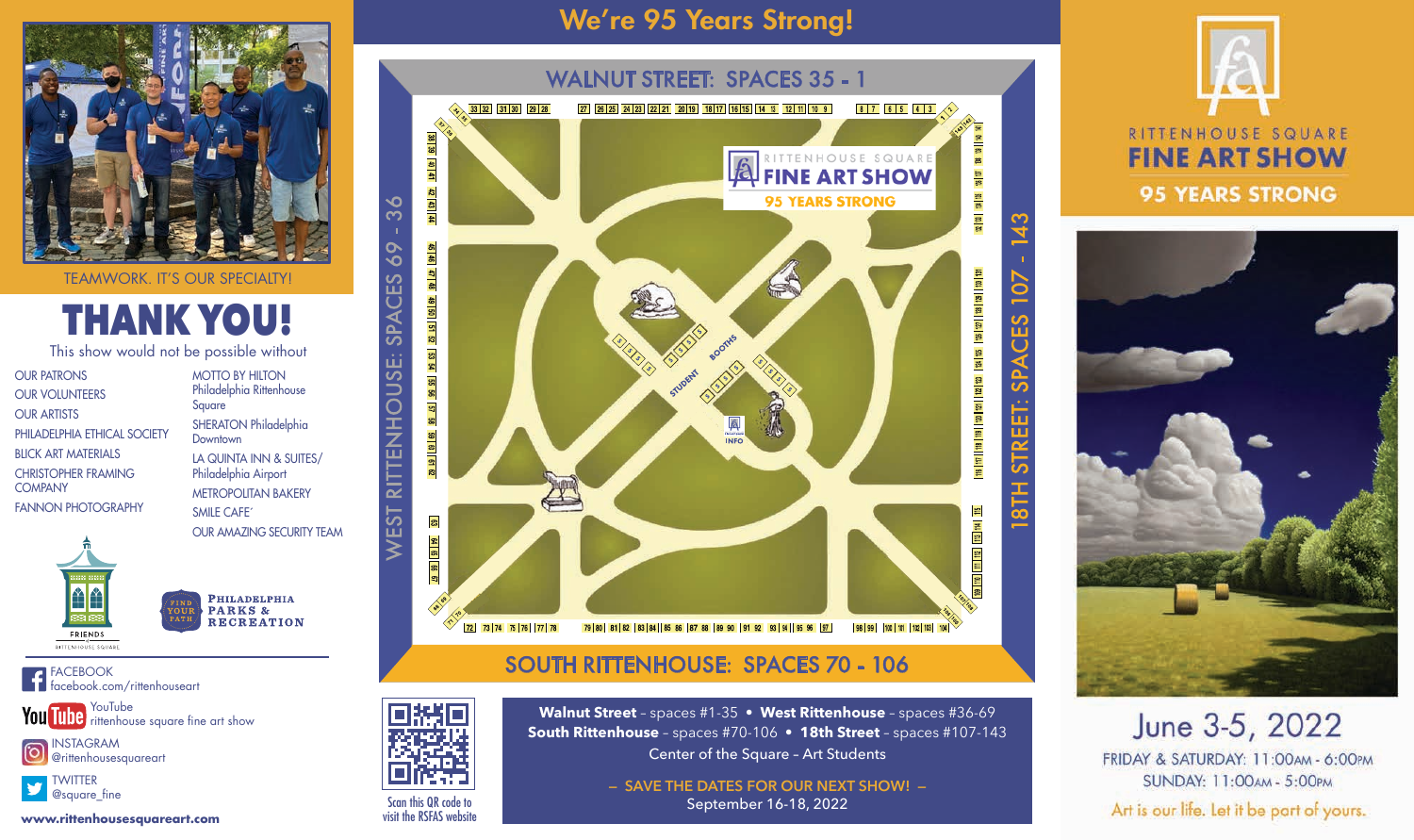TEAMWORK. IT'S OUR SPECIALTY!

# THANK YOU!

This show would not be possible without

- OUR PATRONS
- OUR VOLUNTEERS
- OUR ARTISTS
- PHILADELPHIA ETHICAL SOCIETY
- BLICK ART MATERIALS
- CHRISTOPHER FRAMING COMPANY
- FANNON PHOTOGRAPHY
- MOTTO BY HILTON Philadelphia Rittenhouse Square
- SHERATON Philadelphia Downtown
- LA QUINTA INN & SUITES/ Philadelphia Airport
- METROPOLITAN BAKERY
- SMILE CAFE'
- OUR AMAZING SECURITY TEAM

FRIENDS RITTENHOUSE SQUARE

PHILADELPHIA PARKS & RECREATION — FIND YOUR PATH

FACEBOOK facebook.com/rittenhouseart

YouTube rittenhouse square fine art show

INSTAGRAM @rittenhousesquareart

TWITTER @square_fine

**www.rittenhousesquareart.com**

# We're 95 Years Strong!

## WALNUT STREET: SPACES 35 - 1

## WEST RITTENHOUSE: SPACES 69 - 36

## 18TH STREET: SPACES 107 - 143

## SOUTH RITTENHOUSE: SPACES 70 - 106

RITTENHOUSE SQUARE FINE ART SHOW — 95 YEARS STRONG

STUDENT BOOTHS

INFO

Scan this QR code to visit the RSFAS website

**Walnut Street** - spaces #1-35 • **West Rittenhouse** - spaces #36-69
**South Rittenhouse** - spaces #70-106 • **18th Street** - spaces #107-143
Center of the Square - Art Students

– SAVE THE DATES FOR OUR NEXT SHOW! –
September 16-18, 2022

# RITTENHOUSE SQUARE FINE ART SHOW

## 95 YEARS STRONG

June 3-5, 2022

FRIDAY & SATURDAY: 11:00AM - 6:00PM
SUNDAY: 11:00AM - 5:00PM

*Art is our life. Let it be part of yours.*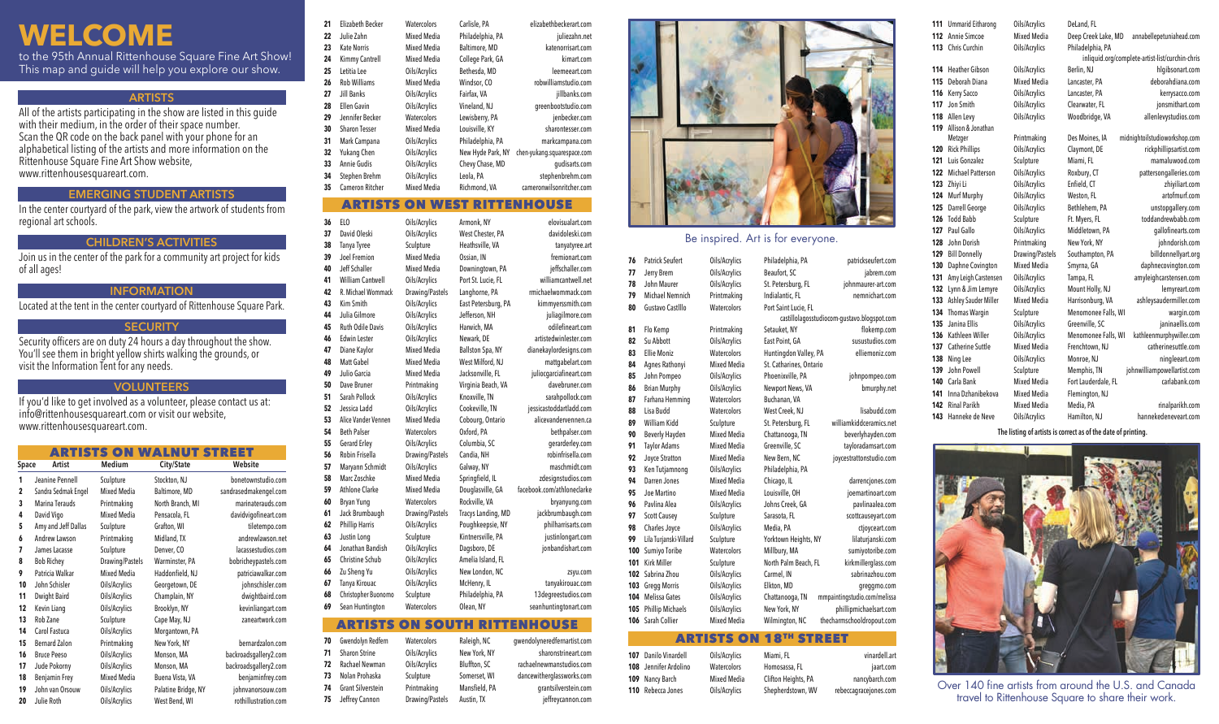# WELCOME

to the 95th Annual Rittenhouse Square Fine Art Show! This map and guide will help you explore our show.

## ARTISTS

All of the artists participating in the show are listed in this guide with their medium, in the order of their space number. Scan the QR code on the back panel with your phone for an alphabetical listing of the artists and more information on the Rittenhouse Square Fine Art Show website, www.rittenhousesquareart.com.

## EMERGING STUDENT ARTISTS

In the center courtyard of the park, view the artwork of students from regional art schools.

## CHILDREN'S ACTIVITIES

Join us in the center of the park for a community art project for kids of all ages!

## INFORMATION

Located at the tent in the center courtyard of Rittenhouse Square Park.

## SECURITY

Security officers are on duty 24 hours a day throughout the show. You'll see them in bright yellow shirts walking the grounds, or visit the Information Tent for any needs.

## VOLUNTEERS

If you'd like to get involved as a volunteer, please contact us at: info@rittenhousesquareart.com or visit our website, www.rittenhousesquareart.com.

## ARTISTS ON WALNUT STREET

| Space | Artist | Medium | City/State | Website |
|---|---|---|---|---|
| 1 | Jeanine Pennell | Sculpture | Stockton, NJ | bonetownstudio.com |
| 2 | Sandra Sedmak Engel | Mixed Media | Baltimore, MD | sandrasedmakengel.com |
| 3 | Marina Terauds | Printmaking | North Branch, MI | marinaterauds.com |
| 4 | David Vigo | Mixed Media | Pensacola, FL | davidvigofineart.com |
| 5 | Amy and Jeff Dallas | Sculpture | Grafton, WI | tiletempo.com |
| 6 | Andrew Lawson | Printmaking | Midland, TX | andrewlawson.net |
| 7 | James Lacasse | Sculpture | Denver, CO | lacassestudios.com |
| 8 | Bob Richey | Drawing/Pastels | Warminster, PA | bobricheypastels.com |
| 9 | Patricia Walkar | Mixed Media | Haddonfield, NJ | patriciawalkar.com |
| 10 | John Schisler | Oils/Acrylics | Georgetown, DE | johnschisler.com |
| 11 | Dwight Baird | Oils/Acrylics | Champlain, NY | dwightbaird.com |
| 12 | Kevin Liang | Oils/Acrylics | Brooklyn, NY | kevinliangart.com |
| 13 | Rob Zane | Sculpture | Cape May, NJ | zaneartwork.com |
| 14 | Carol Fastuca | Oils/Acrylics | Morgantown, PA | |
| 15 | Bernard Zalon | Printmaking | New York, NY | bernardzalon.com |
| 16 | Bruce Peeso | Oils/Acrylics | Monson, MA | backroadsgallery2.com |
| 17 | Jude Pokorny | Oils/Acrylics | Monson, MA | backroadsgallery2.com |
| 18 | Benjamin Frey | Mixed Media | Buena Vista, VA | benjaminfrey.com |
| 19 | John van Orsouw | Oils/Acrylics | Palatine Bridge, NY | johnvanorsouw.com |
| 20 | Julie Roth | Oils/Acrylics | West Bend, WI | rothillustration.com |
| 21 | Elizabeth Becker | Watercolors | Carlisle, PA | elizabethbeckerart.com |
| 22 | Julie Zahn | Mixed Media | Philadelphia, PA | juliezahn.net |
| 23 | Kate Norris | Mixed Media | Baltimore, MD | katenorrisart.com |
| 24 | Kimmy Cantrell | Mixed Media | College Park, GA | kimart.com |
| 25 | Letitia Lee | Oils/Acrylics | Bethesda, MD | leemeeart.com |
| 26 | Rob Williams | Mixed Media | Windsor, CO | robwilliamstudio.com |
| 27 | Jill Banks | Oils/Acrylics | Fairfax, VA | jillbanks.com |
| 28 | Ellen Gavin | Oils/Acrylics | Vineland, NJ | greenbootstudio.com |
| 29 | Jennifer Becker | Watercolors | Lewisberry, PA | jenbecker.com |
| 30 | Sharon Tesser | Mixed Media | Louisville, KY | sharontesser.com |
| 31 | Mark Campana | Oils/Acrylics | Philadelphia, PA | markcampana.com |
| 32 | Yukang Chen | Oils/Acrylics | New Hyde Park, NY | chen-yukang.squarespace.com |
| 33 | Annie Gudis | Oils/Acrylics | Chevy Chase, MD | gudisarts.com |
| 34 | Stephen Brehm | Oils/Acrylics | Leola, PA | stephenbrehm.com |
| 35 | Cameron Ritcher | Mixed Media | Richmond, VA | cameronwilsonritcher.com |

## ARTISTS ON WEST RITTENHOUSE

| Space | Artist | Medium | City/State | Website |
|---|---|---|---|---|
| 36 | ELO | Oils/Acrylics | Armonk, NY | elovisualart.com |
| 37 | David Oleski | Oils/Acrylics | West Chester, PA | davidoleski.com |
| 38 | Tanya Tyree | Sculpture | Heathsville, VA | tanyatyree.art |
| 39 | Joel Fremion | Mixed Media | Ossian, IN | fremionart.com |
| 40 | Jeff Schaller | Mixed Media | Downingtown, PA | jeffschaller.com |
| 41 | William Cantwell | Oils/Acrylics | Port St. Lucie, FL | williamcantwell.net |
| 42 | R. Michael Wommack | Drawing/Pastels | Langhorne, PA | rmichaelwommack.com |
| 43 | Kim Smith | Oils/Acrylics | East Petersburg, PA | kimmyerssmith.com |
| 44 | Julia Gilmore | Oils/Acrylics | Jefferson, NH | juliagilmore.com |
| 45 | Ruth Odile Davis | Oils/Acrylics | Harwich, MA | odilefineart.com |
| 46 | Edwin Lester | Oils/Acrylics | Newark, DE | artistedwinlester.com |
| 47 | Diane Kaylor | Mixed Media | Ballston Spa, NY | dianekaylordesigns.com |
| 48 | Matt Gabel | Mixed Media | West Milford, NJ | mattgabelart.com |
| 49 | Julio Garcia | Mixed Media | Jacksonville, FL | juliocgarciafineart.com |
| 50 | Dave Bruner | Printmaking | Virginia Beach, VA | davebruner.com |
| 51 | Sarah Pollock | Oils/Acrylics | Knoxville, TN | sarahpollock.com |
| 52 | Jessica Ladd | Oils/Acrylics | Cookeville, TN | jessicastoddartladd.com |
| 53 | Alice Vander Vennen | Mixed Media | Cobourg, Ontario | alicevandervennen.ca |
| 54 | Beth Palser | Watercolors | Oxford, PA | bethpalser.com |
| 55 | Gerard Erley | Oils/Acrylics | Columbia, SC | gerarderley.com |
| 56 | Robin Frisella | Drawing/Pastels | Candia, NH | robinfrisella.com |
| 57 | Maryann Schmidt | Oils/Acrylics | Galway, NY | maschmidt.com |
| 58 | Marc Zoschke | Mixed Media | Springfield, IL | zdesignstudios.com |
| 59 | Athlone Clarke | Mixed Media | Douglasville, GA | facebook.com/athloneclarke |
| 60 | Bryan Yung | Watercolors | Rockville, VA | bryanyung.com |
| 61 | Jack Brumbaugh | Drawing/Pastels | Tracys Landing, MD | jackbrumbaugh.com |
| 62 | Phillip Harris | Oils/Acrylics | Poughkeepsie, NY | philharrisarts.com |
| 63 | Justin Long | Sculpture | Kintnersville, PA | justinlongart.com |
| 64 | Jonathan Bandish | Oils/Acrylics | Dagsboro, DE | jonbandishart.com |
| 65 | Christine Schub | Oils/Acrylics | Amelia Island, FL | |
| 66 | Zu Sheng Yu | Oils/Acrylics | New London, NC | zsyu.com |
| 67 | Tanya Kirouac | Oils/Acrylics | McHenry, IL | tanyakirouac.com |
| 68 | Christopher Buonomo | Sculpture | Philadelphia, PA | 13degreestudios.com |
| 69 | Sean Huntington | Watercolors | Olean, NY | seanhuntingtonart.com |

## ARTISTS ON SOUTH RITTENHOUSE

| Space | Artist | Medium | City/State | Website |
|---|---|---|---|---|
| 70 | Gwendolyn Redfern | Watercolors | Raleigh, NC | gwendolynredfernartist.com |
| 71 | Sharon Strine | Oils/Acrylics | New York, NY | sharonstrineart.com |
| 72 | Rachael Newman | Oils/Acrylics | Bluffton, SC | rachaelnewmanstudios.com |
| 73 | Nolan Prohaska | Sculpture | Somerset, WI | dancewithergIassworks.com |
| 74 | Grant Silverstein | Printmaking | Mansfield, PA | grantsilverstein.com |
| 75 | Jeffrey Cannon | Drawing/Pastels | Austin, TX | jeffreycannon.com |
| 76 | Patrick Seufert | Oils/Acrylics | Philadelphia, PA | patrickseufert.com |
| 77 | Jerry Brem | Oils/Acrylics | Beaufort, SC | jabrem.com |
| 78 | John Maurer | Oils/Acrylics | St. Petersburg, FL | johnmaurer-art.com |
| 79 | Michael Nemnich | Printmaking | Indialantic, FL | nemnichart.com |
| 80 | Gustavo Castillo | Watercolors | Port Saint Lucie, FL | castillolagosstudiocom-gustavo.blogspot.com |
| 81 | Flo Kemp | Printmaking | Setauket, NY | flokemp.com |
| 82 | Su Abbott | Oils/Acrylics | East Point, GA | susustudios.com |
| 83 | Ellie Moniz | Watercolors | Huntingdon Valley, PA | elliemoniz.com |
| 84 | Agnes Rathonyi | Mixed Media | St. Catharines, Ontario | |
| 85 | John Pompeo | Oils/Acrylics | Phoenixville, PA | johnpompeo.com |
| 86 | Brian Murphy | Oils/Acrylics | Newport News, VA | bmurphy.net |
| 87 | Farhana Hemming | Watercolors | Buchanan, VA | |
| 88 | Lisa Budd | Watercolors | West Creek, NJ | lisabudd.com |
| 89 | William Kidd | Sculpture | St. Petersburg, FL | williamkiddceramics.net |
| 90 | Beverly Hayden | Mixed Media | Chattanooga, TN | beverlyhayden.com |
| 91 | Taylor Adams | Mixed Media | Greenville, SC | tayloradamsart.com |
| 92 | Joyce Stratton | Mixed Media | New Bern, NC | joycestrattonstudio.com |
| 93 | Ken Tutjamnong | Oils/Acrylics | Philadelphia, PA | |
| 94 | Darren Jones | Mixed Media | Chicago, IL | darrencjones.com |
| 95 | Joe Martino | Mixed Media | Louisville, OH | joemartinoart.com |
| 96 | Pavlina Alea | Oils/Acrylics | Johns Creek, GA | pavlinaalea.com |
| 97 | Scott Causey | Sculpture | Sarasota, FL | scottcauseyart.com |
| 98 | Charles Joyce | Oils/Acrylics | Media, PA | ctjoyceart.com |
| 99 | Lila Turjanski-Villard | Sculpture | Yorktown Heights, NY | lilaturjanski.com |
| 100 | Sumiyo Toribe | Watercolors | Millbury, MA | sumiyotoribe.com |
| 101 | Kirk Miller | Sculpture | North Palm Beach, FL | kirkmillerglass.com |
| 102 | Sabrina Zhou | Oils/Acrylics | Carmel, IN | sabrinazhou.com |
| 103 | Gregg Morris | Oils/Acrylics | Elkton, MD | greggmo.com |
| 104 | Melissa Gates | Oils/Acrylics | Chattanooga, TN | mmpaintingstudio.com/melissa |
| 105 | Phillip Michaels | Oils/Acrylics | New York, NY | phillipmichaelsart.com |
| 106 | Sarah Collier | Mixed Media | Wilmington, NC | thecharmschooldropout.com |

Be inspired. Art is for everyone.

## ARTISTS ON 18TH STREET

| Space | Artist | Medium | City/State | Website |
|---|---|---|---|---|
| 107 | Danilo Vinardell | Oils/Acrylics | Miami, FL | vinardell.art |
| 108 | Jennifer Ardolino | Watercolors | Homosassa, FL | jaart.com |
| 109 | Nancy Barch | Mixed Media | Clifton Heights, PA | nancybarch.com |
| 110 | Rebecca Jones | Oils/Acrylics | Shepherdstown, WV | rebeccagracejones.com |
| 111 | Ummarid Eitharong | Oils/Acrylics | DeLand, FL | |
| 112 | Annie Simcoe | Mixed Media | Deep Creek Lake, MD | annabellepetuniahead.com |
| 113 | Chris Curchin | Oils/Acrylics | Philadelphia, PA | inliquid.org/complete-artist-list/curchin-chris |
| 114 | Heather Gibson | Oils/Acrylics | Berlin, NJ | hlgibsonart.com |
| 115 | Deborah Diana | Mixed Media | Lancaster, PA | deborahdiana.com |
| 116 | Kerry Sacco | Oils/Acrylics | Lancaster, PA | kerrysacco.com |
| 117 | Jon Smith | Oils/Acrylics | Clearwater, FL | jonsmithart.com |
| 118 | Allen Levy | Oils/Acrylics | Woodbridge, VA | allenlevystudios.com |
| 119 | Allison & Jonathan Metzger | Printmaking | Des Moines, IA | midnightoilstudioworkshop.com |
| 120 | Rick Phillips | Oils/Acrylics | Claymont, DE | rickphillipsartist.com |
| 121 | Luis Gonzalez | Sculpture | Miami, FL | mamaluwood.com |
| 122 | Michael Patterson | Oils/Acrylics | Roxbury, CT | pattersongalleries.com |
| 123 | Zhiyi Li | Oils/Acrylics | Enfield, CT | zhiyiliart.com |
| 124 | Murf Murphy | Oils/Acrylics | Weston, FL | artofmurf.com |
| 125 | Darrell George | Oils/Acrylics | Bethlehem, PA | unstopgallery.com |
| 126 | Todd Babb | Sculpture | Ft. Myers, FL | toddandrewbabb.com |
| 127 | Paul Gallo | Oils/Acrylics | Middletown, PA | gallofinearts.com |
| 128 | John Dorish | Printmaking | New York, NY | johndorish.com |
| 129 | Bill Donnelly | Drawing/Pastels | Southampton, PA | billdonnellyart.org |
| 130 | Daphne Covington | Mixed Media | Smyrna, GA | daphnecovington.com |
| 131 | Amy Leigh Carstensen | Oils/Acrylics | Tampa, FL | amyleighcarstensen.com |
| 132 | Lynn & Jim Lemyre | Oils/Acrylics | Mount Holly, NJ | lemyreart.com |
| 133 | Ashley Sauder Miller | Mixed Media | Harrisonburg, VA | ashleysaudermiller.com |
| 134 | Thomas Wargin | Sculpture | Menomonee Falls, WI | wargin.com |
| 135 | Janina Ellis | Oils/Acrylics | Greenville, SC | janinaellis.com |
| 136 | Kathleen Willer | Oils/Acrylics | Menomonee Falls, WI | kathleenmurphywiller.com |
| 137 | Catherine Suttle | Mixed Media | Frenchtown, NJ | catherinesuttle.com |
| 138 | Ning Lee | Oils/Acrylics | Monroe, NJ | ningleeart.com |
| 139 | John Powell | Sculpture | Memphis, TN | johnwilliampowellartist.com |
| 140 | Carla Bank | Mixed Media | Fort Lauderdale, FL | carlabank.com |
| 141 | Inna Dzhanibekova | Mixed Media | Flemington, NJ | |
| 142 | Rinal Parikh | Mixed Media | Media, PA | rinalparikh.com |
| 143 | Hanneke de Neve | Oils/Acrylics | Hamilton, NJ | hannekedeneveart.com |

**The listing of artists is correct as of the date of printing.**

Over 140 fine artists from around the U.S. and Canada travel to Rittenhouse Square to share their work.